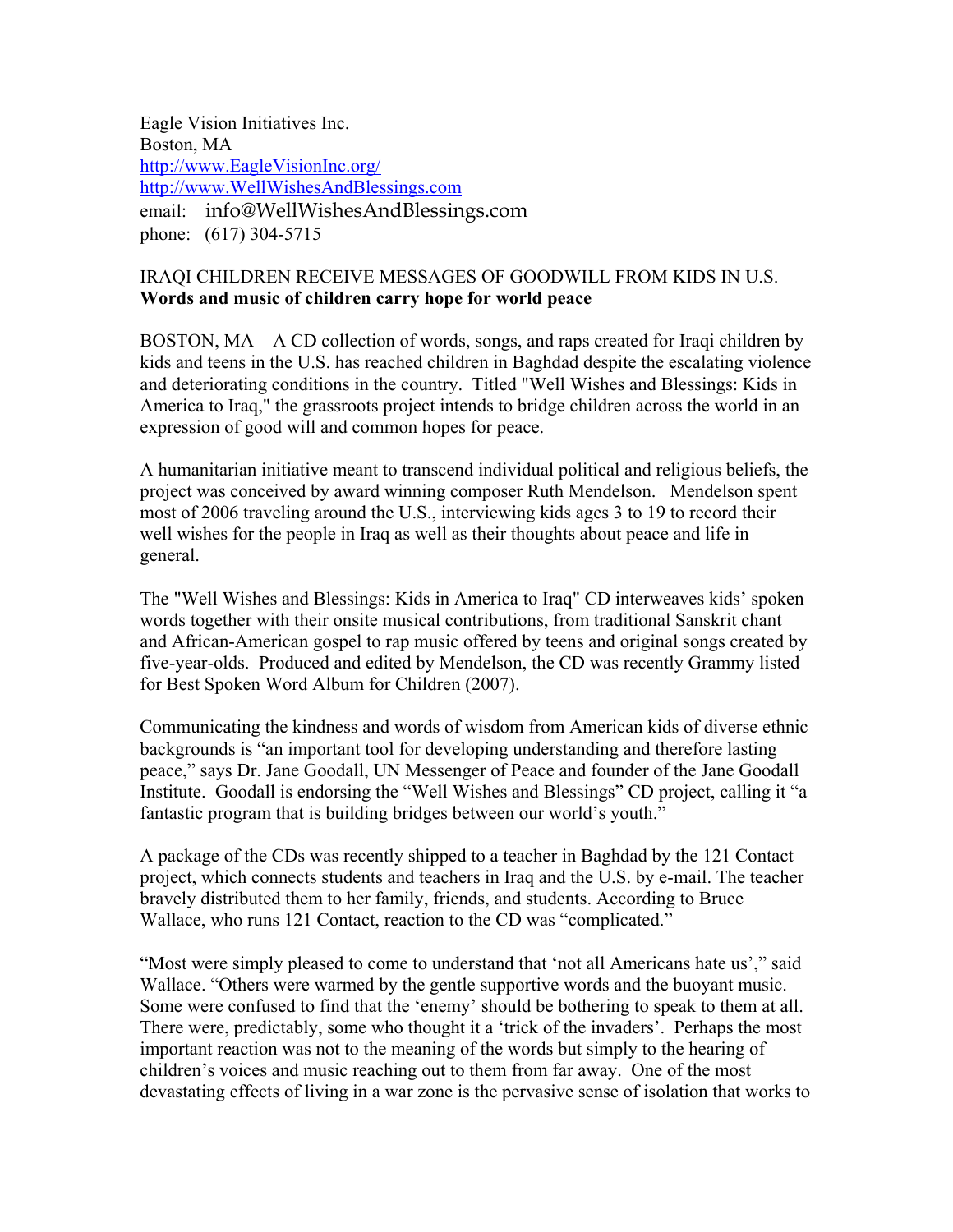Eagle Vision Initiatives Inc.
Boston, MA
http://www.EagleVisionInc.org/
http://www.WellWishesAndBlessings.com
email: info@WellWishesAndBlessings.com
phone: (617) 304-5715

IRAQI CHILDREN RECEIVE MESSAGES OF GOODWILL FROM KIDS IN U.S.
**Words and music of children carry hope for world peace**

BOSTON, MA—A CD collection of words, songs, and raps created for Iraqi children by kids and teens in the U.S. has reached children in Baghdad despite the escalating violence and deteriorating conditions in the country. Titled "Well Wishes and Blessings: Kids in America to Iraq," the grassroots project intends to bridge children across the world in an expression of good will and common hopes for peace.

A humanitarian initiative meant to transcend individual political and religious beliefs, the project was conceived by award winning composer Ruth Mendelson. Mendelson spent most of 2006 traveling around the U.S., interviewing kids ages 3 to 19 to record their well wishes for the people in Iraq as well as their thoughts about peace and life in general.

The "Well Wishes and Blessings: Kids in America to Iraq" CD interweaves kids' spoken words together with their onsite musical contributions, from traditional Sanskrit chant and African-American gospel to rap music offered by teens and original songs created by five-year-olds. Produced and edited by Mendelson, the CD was recently Grammy listed for Best Spoken Word Album for Children (2007).

Communicating the kindness and words of wisdom from American kids of diverse ethnic backgrounds is "an important tool for developing understanding and therefore lasting peace," says Dr. Jane Goodall, UN Messenger of Peace and founder of the Jane Goodall Institute. Goodall is endorsing the "Well Wishes and Blessings" CD project, calling it "a fantastic program that is building bridges between our world's youth."

A package of the CDs was recently shipped to a teacher in Baghdad by the 121 Contact project, which connects students and teachers in Iraq and the U.S. by e-mail. The teacher bravely distributed them to her family, friends, and students. According to Bruce Wallace, who runs 121 Contact, reaction to the CD was "complicated."

"Most were simply pleased to come to understand that 'not all Americans hate us'," said Wallace. "Others were warmed by the gentle supportive words and the buoyant music. Some were confused to find that the 'enemy' should be bothering to speak to them at all. There were, predictably, some who thought it a 'trick of the invaders'. Perhaps the most important reaction was not to the meaning of the words but simply to the hearing of children's voices and music reaching out to them from far away. One of the most devastating effects of living in a war zone is the pervasive sense of isolation that works to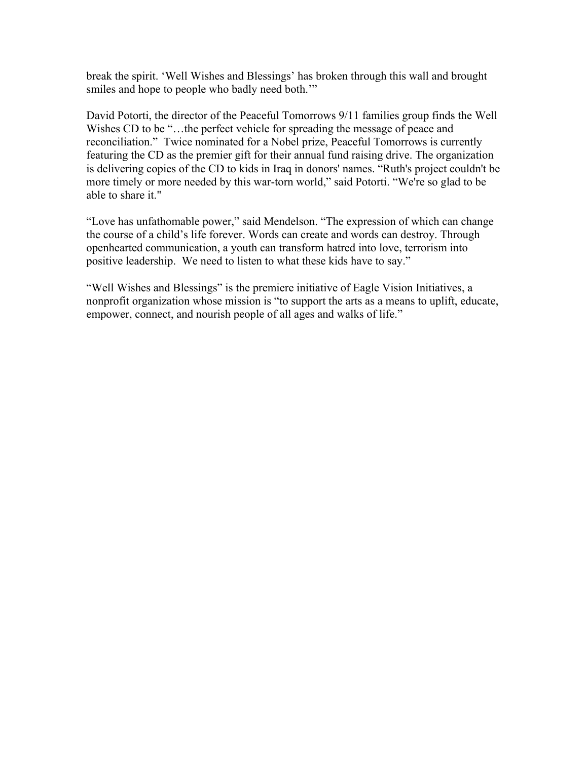break the spirit. 'Well Wishes and Blessings' has broken through this wall and brought smiles and hope to people who badly need both.'"

David Potorti, the director of the Peaceful Tomorrows 9/11 families group finds the Well Wishes CD to be "…the perfect vehicle for spreading the message of peace and reconciliation." Twice nominated for a Nobel prize, Peaceful Tomorrows is currently featuring the CD as the premier gift for their annual fund raising drive. The organization is delivering copies of the CD to kids in Iraq in donors' names. "Ruth's project couldn't be more timely or more needed by this war-torn world," said Potorti. "We're so glad to be able to share it."

"Love has unfathomable power," said Mendelson. "The expression of which can change the course of a child's life forever. Words can create and words can destroy. Through openhearted communication, a youth can transform hatred into love, terrorism into positive leadership. We need to listen to what these kids have to say."

"Well Wishes and Blessings" is the premiere initiative of Eagle Vision Initiatives, a nonprofit organization whose mission is "to support the arts as a means to uplift, educate, empower, connect, and nourish people of all ages and walks of life."